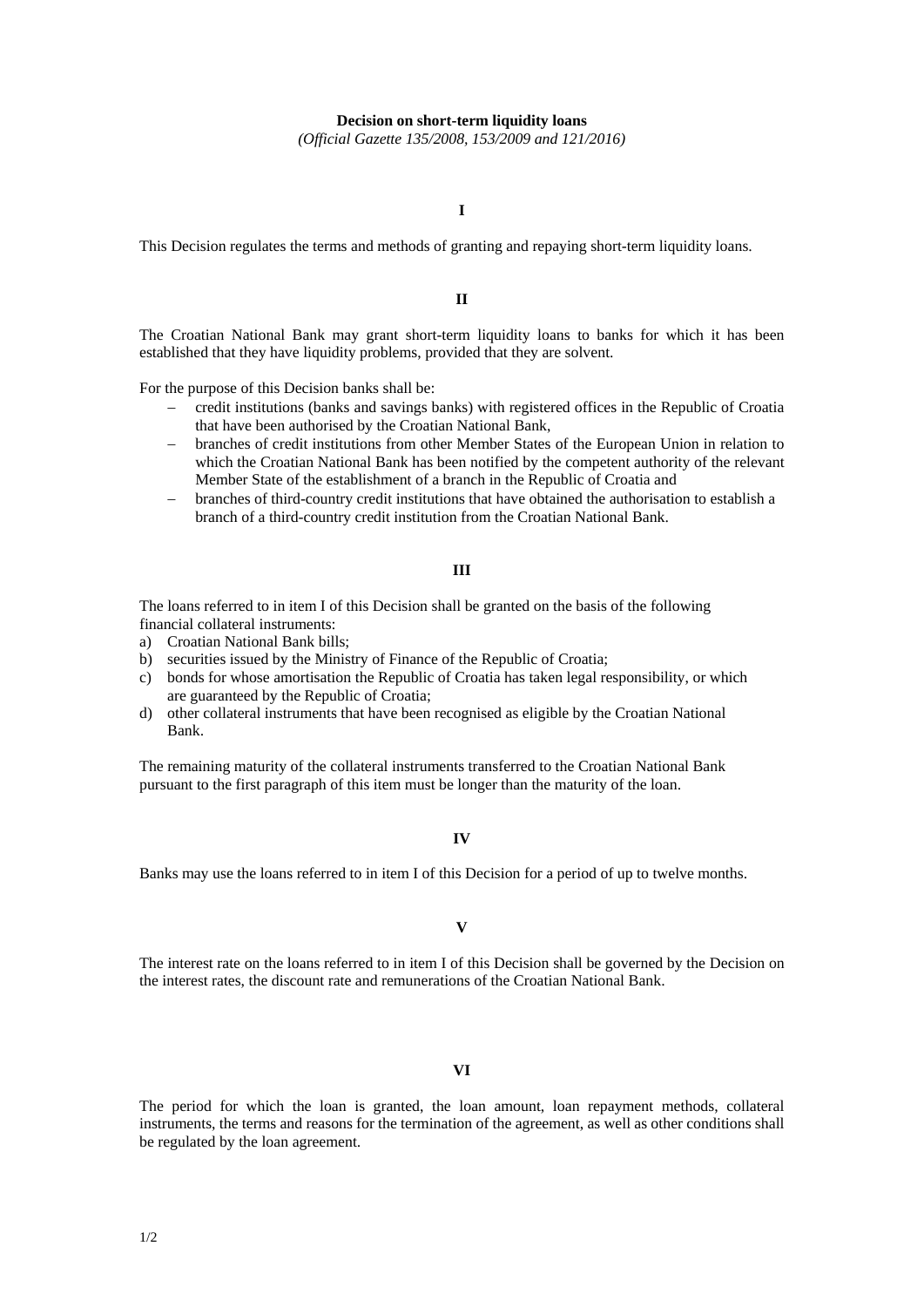# Decision on short-term liquidity loans

*(Official Gazette 135/2008, 153/2009 and 121/2016)*

## I

This Decision regulates the terms and methods of granting and repaying short-term liquidity loans.

## II

The Croatian National Bank may grant short-term liquidity loans to banks for which it has been established that they have liquidity problems, provided that they are solvent.

For the purpose of this Decision banks shall be:

- credit institutions (banks and savings banks) with registered offices in the Republic of Croatia that have been authorised by the Croatian National Bank,
- branches of credit institutions from other Member States of the European Union in relation to which the Croatian National Bank has been notified by the competent authority of the relevant Member State of the establishment of a branch in the Republic of Croatia and
- branches of third-country credit institutions that have obtained the authorisation to establish a branch of a third-country credit institution from the Croatian National Bank.

## III

The loans referred to in item I of this Decision shall be granted on the basis of the following financial collateral instruments:

a) Croatian National Bank bills;
b) securities issued by the Ministry of Finance of the Republic of Croatia;
c) bonds for whose amortisation the Republic of Croatia has taken legal responsibility, or which are guaranteed by the Republic of Croatia;
d) other collateral instruments that have been recognised as eligible by the Croatian National Bank.

The remaining maturity of the collateral instruments transferred to the Croatian National Bank pursuant to the first paragraph of this item must be longer than the maturity of the loan.

## IV

Banks may use the loans referred to in item I of this Decision for a period of up to twelve months.

## V

The interest rate on the loans referred to in item I of this Decision shall be governed by the Decision on the interest rates, the discount rate and remunerations of the Croatian National Bank.

## VI

The period for which the loan is granted, the loan amount, loan repayment methods, collateral instruments, the terms and reasons for the termination of the agreement, as well as other conditions shall be regulated by the loan agreement.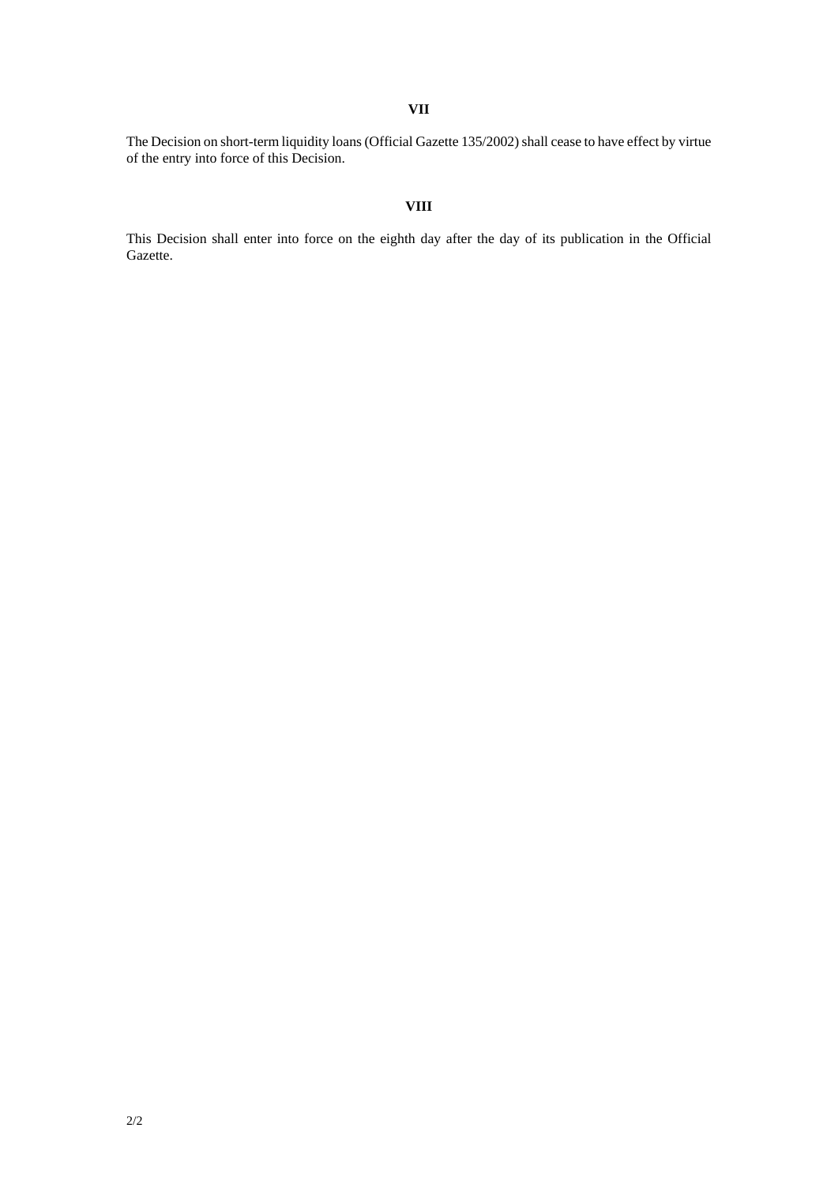## VII

The Decision on short-term liquidity loans (Official Gazette 135/2002) shall cease to have effect by virtue of the entry into force of this Decision.

## VIII

This Decision shall enter into force on the eighth day after the day of its publication in the Official Gazette.